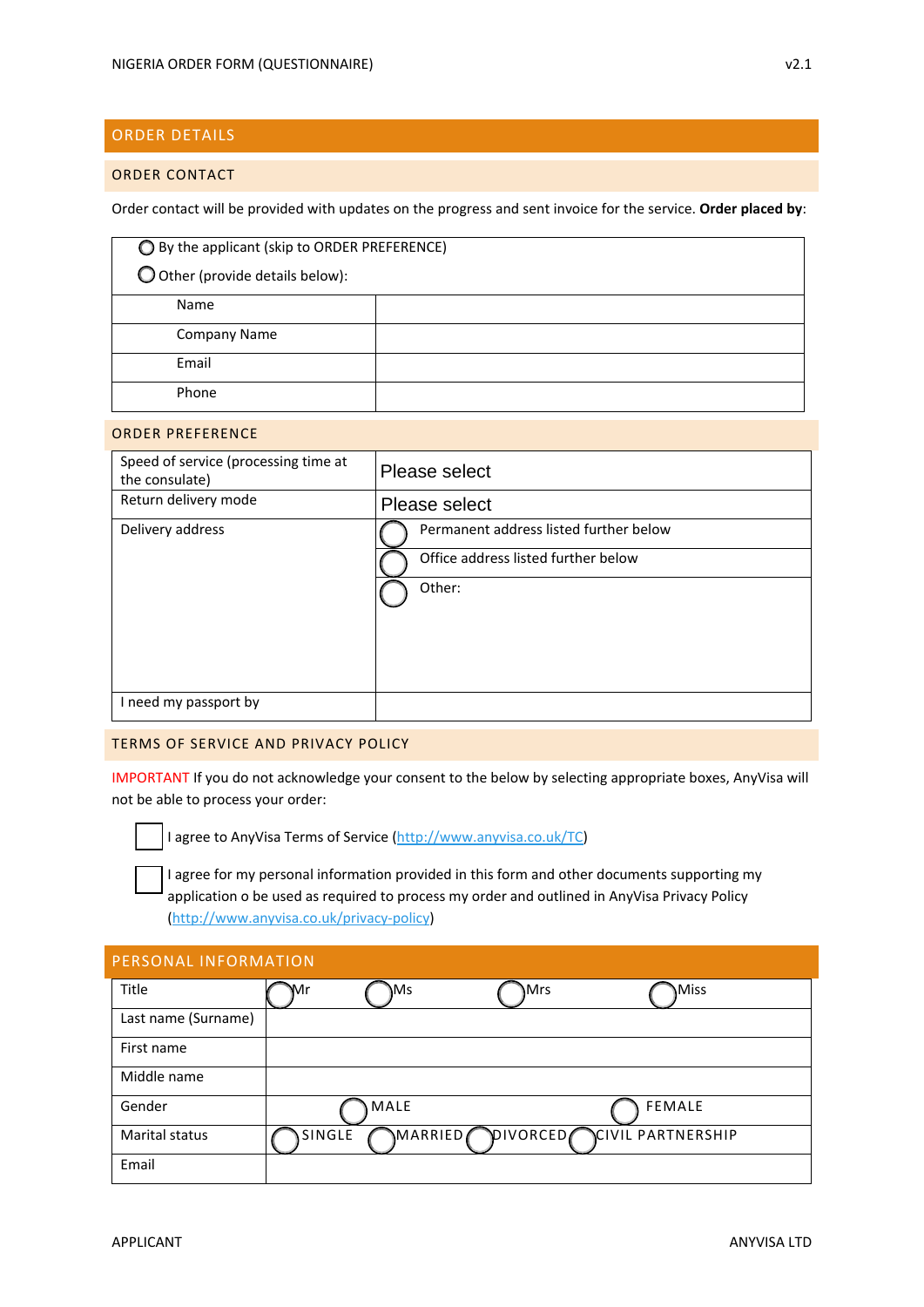## ORDER DETAILS

### ORDER CONTACT

Order contact will be provided with updates on the progress and sent invoice for the service. **Order placed by**:

○ By the applicant (skip to ORDER PREFERENCE)

○ Other (provide details below):

| Name | |
|---|---|
| Company Name | |
| Email | |
| Phone | |

### ORDER PREFERENCE

| Speed of service (processing time at the consulate) | Please select |
|---|---|
| Return delivery mode | Please select |
| Delivery address | ○ Permanent address listed further below<br>○ Office address listed further below<br>○ Other: |
| I need my passport by | |

### TERMS OF SERVICE AND PRIVACY POLICY

IMPORTANT If you do not acknowledge your consent to the below by selecting appropriate boxes, AnyVisa will not be able to process your order:

☐ I agree to AnyVisa Terms of Service (http://www.anyvisa.co.uk/TC)

☐ I agree for my personal information provided in this form and other documents supporting my application o be used as required to process my order and outlined in AnyVisa Privacy Policy (http://www.anyvisa.co.uk/privacy-policy)

## PERSONAL INFORMATION

| Title | ○ Mr ○ Ms ○ Mrs ○ Miss |
|---|---|
| Last name (Surname) | |
| First name | |
| Middle name | |
| Gender | ○ MALE ○ FEMALE |
| Marital status | ○ SINGLE ○ MARRIED ○ DIVORCED ○ CIVIL PARTNERSHIP |
| Email | |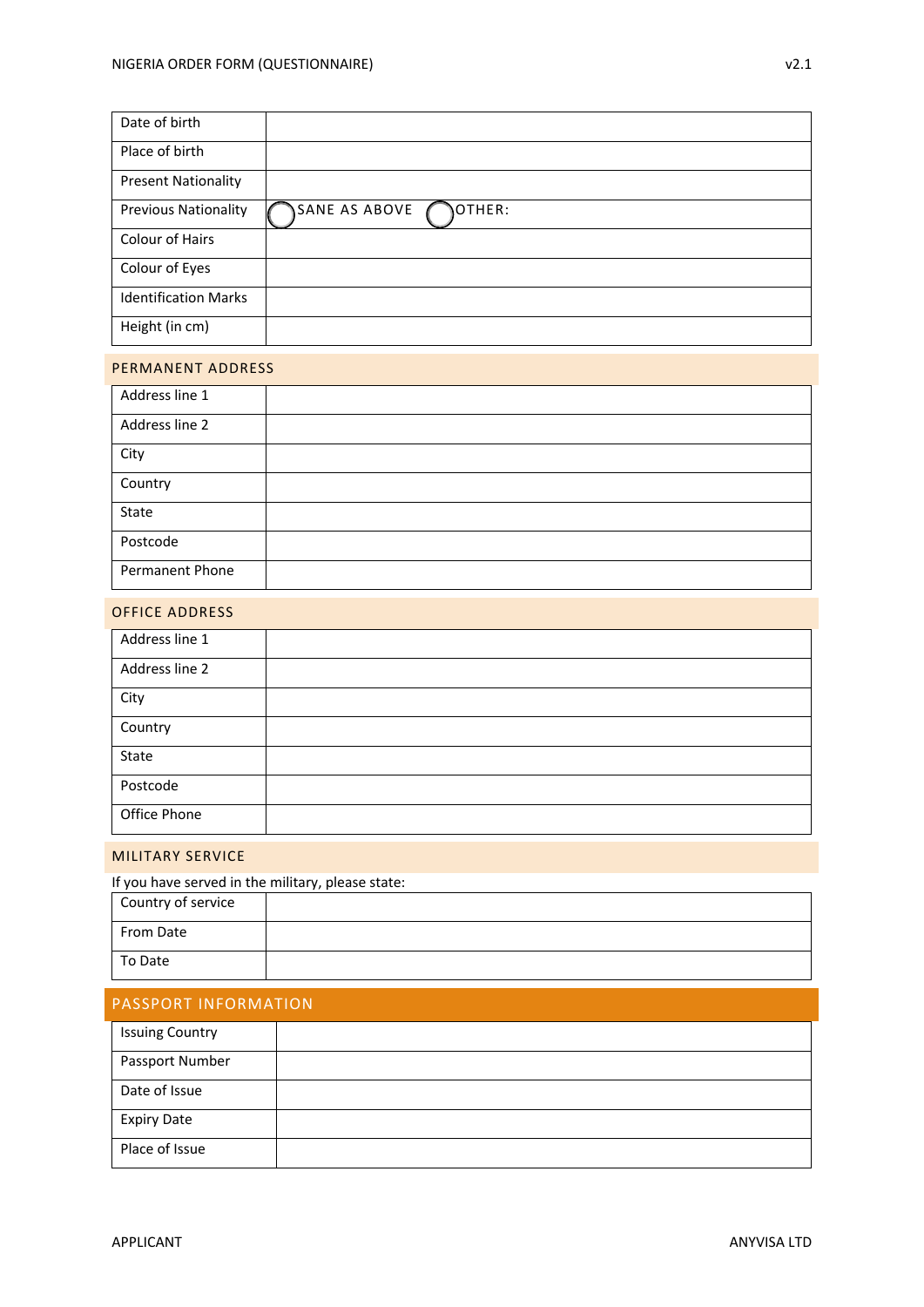| Date of birth | |
|---|---|
| Place of birth | |
| Present Nationality | |
| Previous Nationality | ◯ SANE AS ABOVE ◯ OTHER: |
| Colour of Hairs | |
| Colour of Eyes | |
| Identification Marks | |
| Height (in cm) | |

## PERMANENT ADDRESS

| Address line 1 | |
|---|---|
| Address line 2 | |
| City | |
| Country | |
| State | |
| Postcode | |
| Permanent Phone | |

## OFFICE ADDRESS

| Address line 1 | |
|---|---|
| Address line 2 | |
| City | |
| Country | |
| State | |
| Postcode | |
| Office Phone | |

## MILITARY SERVICE

If you have served in the military, please state:

| Country of service | |
|---|---|
| From Date | |
| To Date | |

## PASSPORT INFORMATION

| Issuing Country | |
|---|---|
| Passport Number | |
| Date of Issue | |
| Expiry Date | |
| Place of Issue | |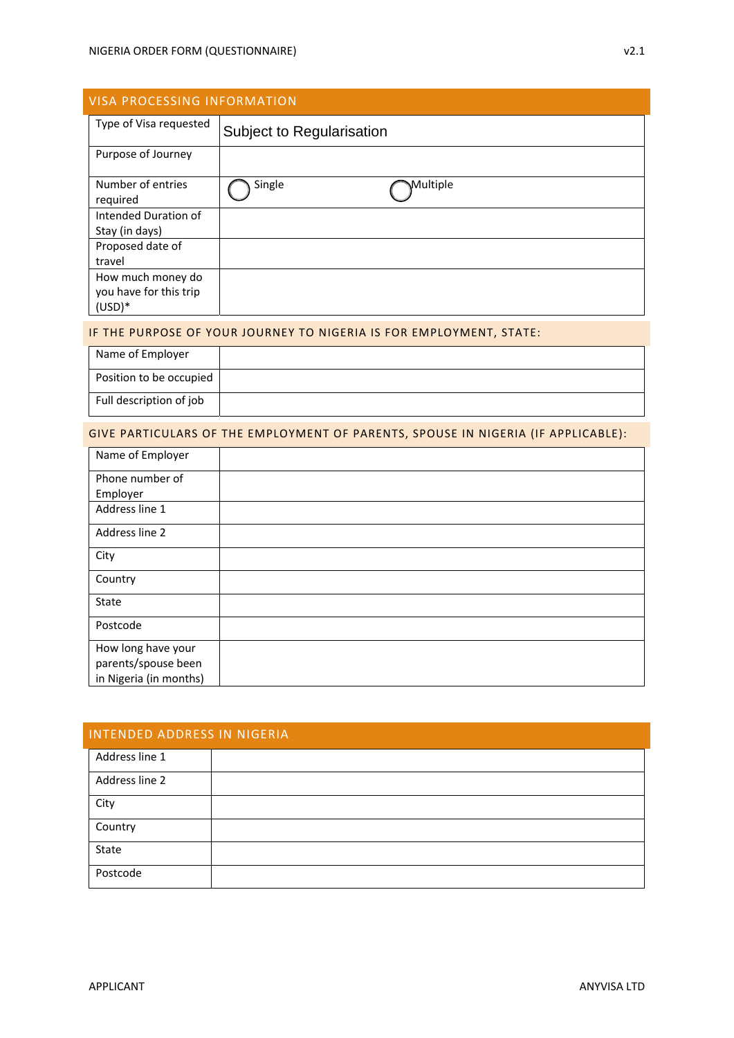## VISA PROCESSING INFORMATION

| | |
|---|---|
| Type of Visa requested | Subject to Regularisation |
| Purpose of Journey | |
| Number of entries required | ◯ Single ◯ Multiple |
| Intended Duration of Stay (in days) | |
| Proposed date of travel | |
| How much money do you have for this trip (USD)* | |

### IF THE PURPOSE OF YOUR JOURNEY TO NIGERIA IS FOR EMPLOYMENT, STATE:

| | |
|---|---|
| Name of Employer | |
| Position to be occupied | |
| Full description of job | |

### GIVE PARTICULARS OF THE EMPLOYMENT OF PARENTS, SPOUSE IN NIGERIA (IF APPLICABLE):

| | |
|---|---|
| Name of Employer | |
| Phone number of Employer | |
| Address line 1 | |
| Address line 2 | |
| City | |
| Country | |
| State | |
| Postcode | |
| How long have your parents/spouse been in Nigeria (in months) | |

## INTENDED ADDRESS IN NIGERIA

| | |
|---|---|
| Address line 1 | |
| Address line 2 | |
| City | |
| Country | |
| State | |
| Postcode | |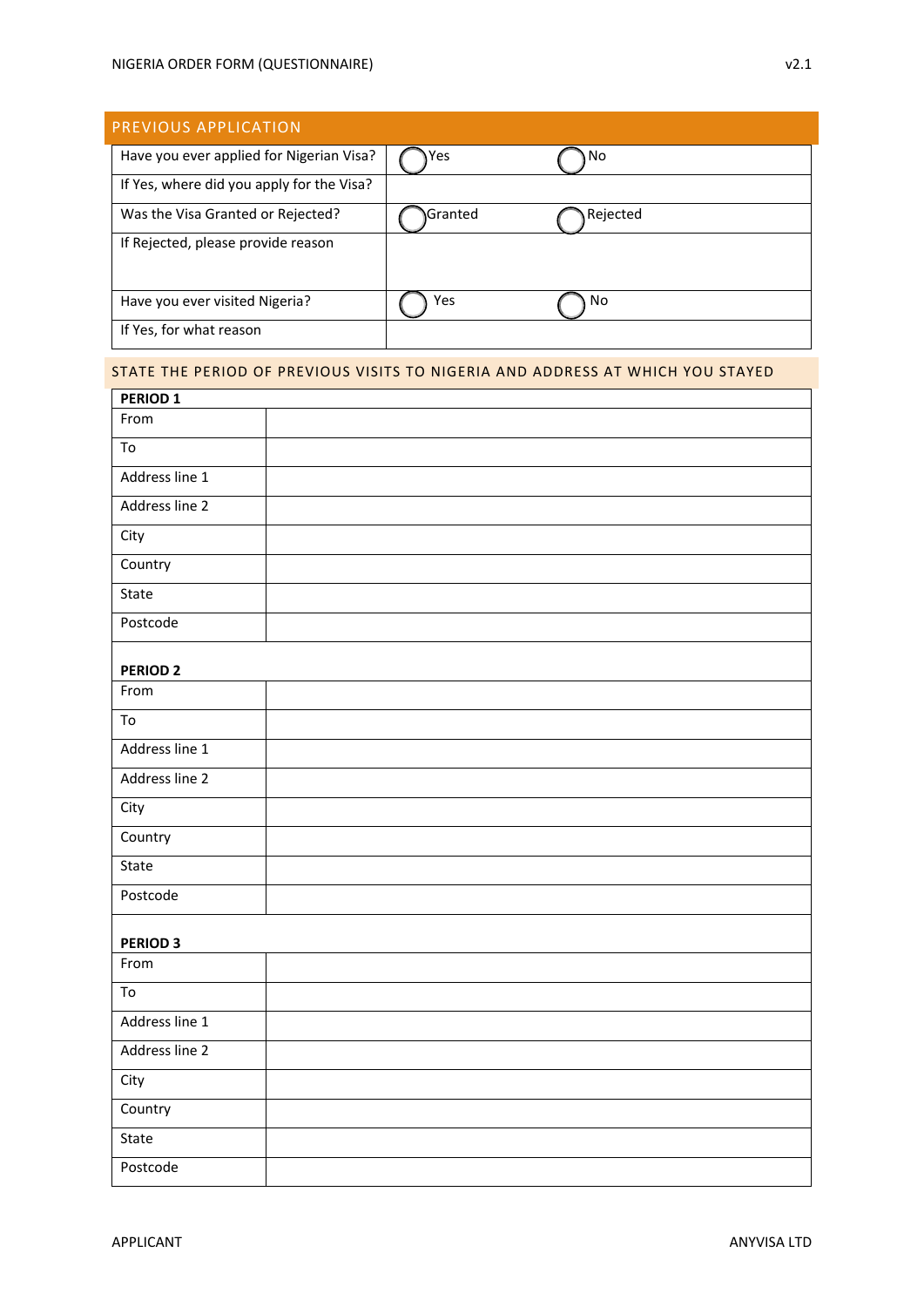## PREVIOUS APPLICATION

| | | |
|---|---|---|
| Have you ever applied for Nigerian Visa? | ◯ Yes | ◯ No |
| If Yes, where did you apply for the Visa? | | |
| Was the Visa Granted or Rejected? | ◯ Granted | ◯ Rejected |
| If Rejected, please provide reason | | |
| Have you ever visited Nigeria? | ◯ Yes | ◯ No |
| If Yes, for what reason | | |

## STATE THE PERIOD OF PREVIOUS VISITS TO NIGERIA AND ADDRESS AT WHICH YOU STAYED

| **PERIOD 1** | |
|---|---|
| From | |
| To | |
| Address line 1 | |
| Address line 2 | |
| City | |
| Country | |
| State | |
| Postcode | |

| **PERIOD 2** | |
|---|---|
| From | |
| To | |
| Address line 1 | |
| Address line 2 | |
| City | |
| Country | |
| State | |
| Postcode | |

| **PERIOD 3** | |
|---|---|
| From | |
| To | |
| Address line 1 | |
| Address line 2 | |
| City | |
| Country | |
| State | |
| Postcode | |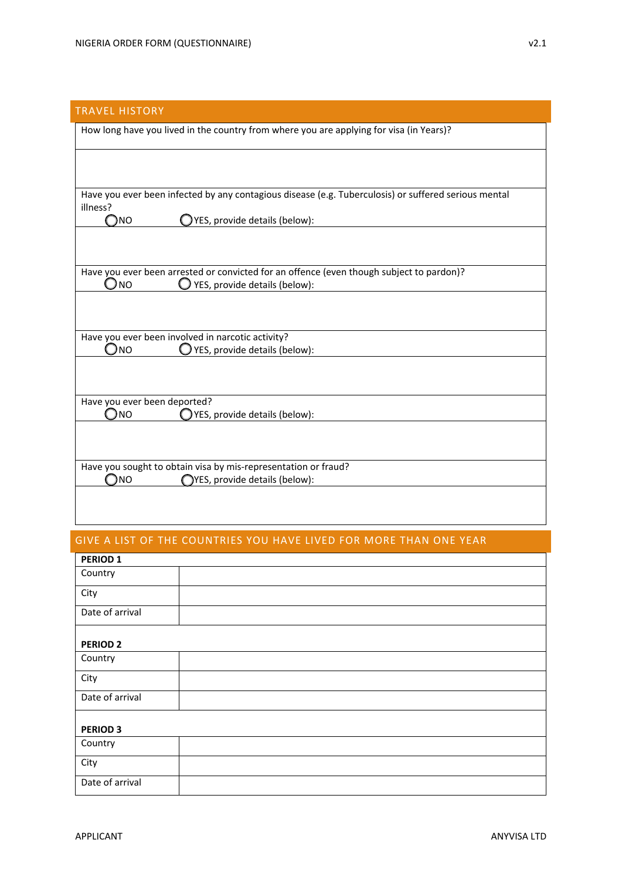## TRAVEL HISTORY

How long have you lived in the country from where you are applying for visa (in Years)?

Have you ever been infected by any contagious disease (e.g. Tuberculosis) or suffered serious mental illness?

◯NO ◯YES, provide details (below):

Have you ever been arrested or convicted for an offence (even though subject to pardon)?

◯NO ◯YES, provide details (below):

Have you ever been involved in narcotic activity?

◯NO ◯YES, provide details (below):

Have you ever been deported?

◯NO ◯YES, provide details (below):

Have you sought to obtain visa by mis-representation or fraud?

◯NO ◯YES, provide details (below):

## GIVE A LIST OF THE COUNTRIES YOU HAVE LIVED FOR MORE THAN ONE YEAR

| **PERIOD 1** | |
|---|---|
| Country | |
| City | |
| Date of arrival | |

| **PERIOD 2** | |
|---|---|
| Country | |
| City | |
| Date of arrival | |

| **PERIOD 3** | |
|---|---|
| Country | |
| City | |
| Date of arrival | |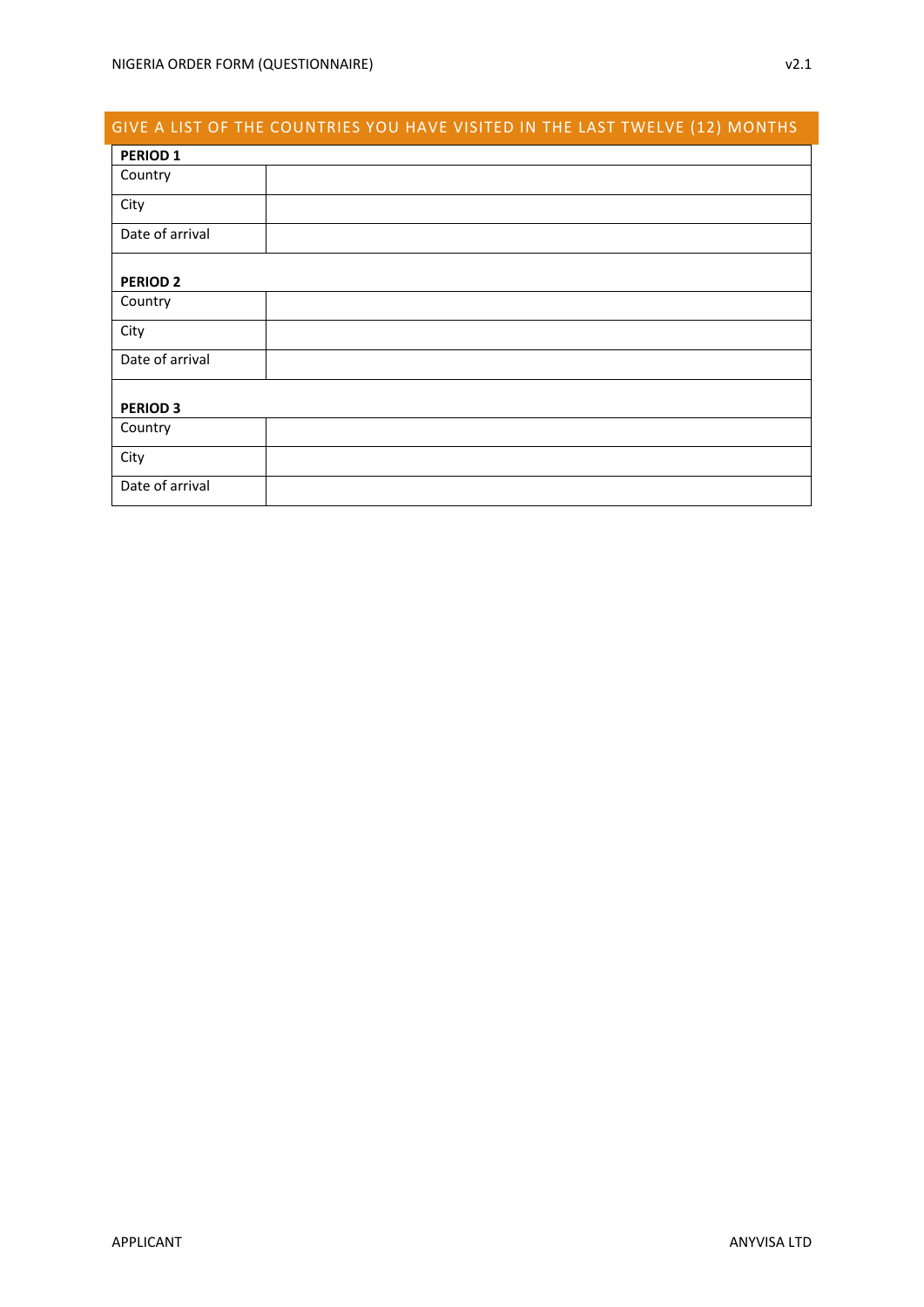## GIVE A LIST OF THE COUNTRIES YOU HAVE VISITED IN THE LAST TWELVE (12) MONTHS

| **PERIOD 1** | |
|---|---|
| Country | |
| City | |
| Date of arrival | |

| **PERIOD 2** | |
|---|---|
| Country | |
| City | |
| Date of arrival | |

| **PERIOD 3** | |
|---|---|
| Country | |
| City | |
| Date of arrival | |